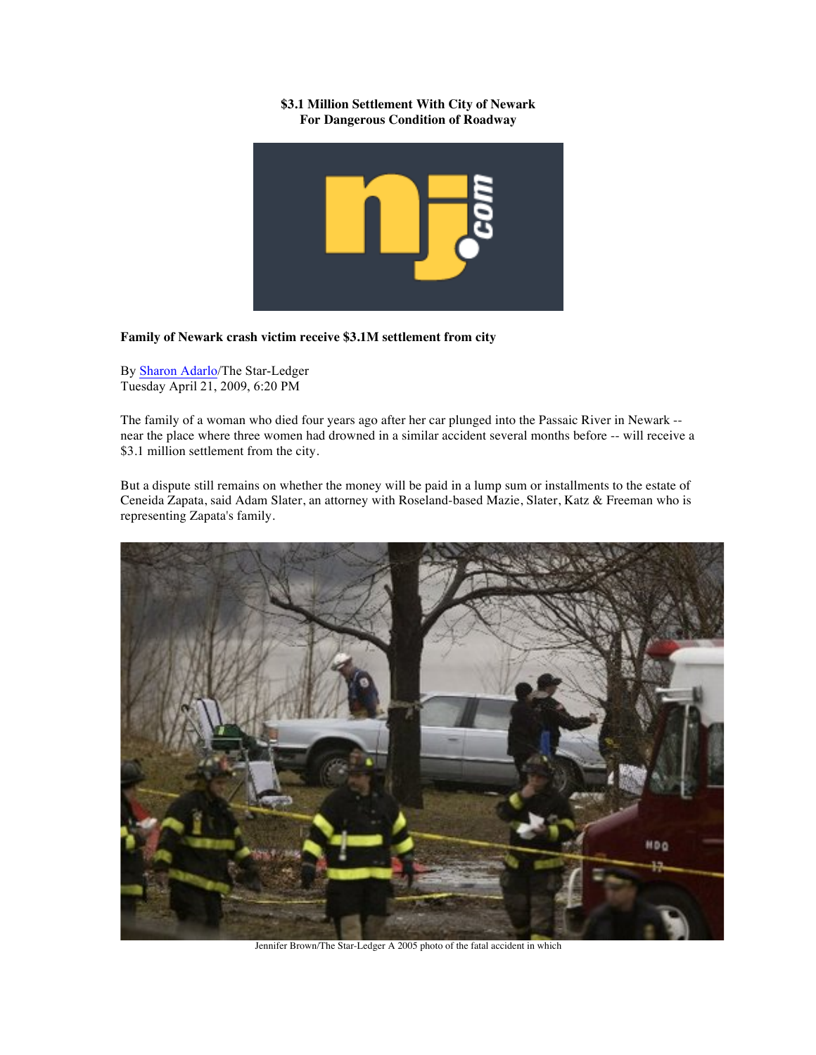**$3.1 Million Settlement With City of Newark**
**For Dangerous Condition of Roadway**

**Family of Newark crash victim receive $3.1M settlement from city**

By Sharon Adarlo/The Star-Ledger
Tuesday April 21, 2009, 6:20 PM

The family of a woman who died four years ago after her car plunged into the Passaic River in Newark -- near the place where three women had drowned in a similar accident several months before -- will receive a $3.1 million settlement from the city.

But a dispute still remains on whether the money will be paid in a lump sum or installments to the estate of Ceneida Zapata, said Adam Slater, an attorney with Roseland-based Mazie, Slater, Katz & Freeman who is representing Zapata's family.

Jennifer Brown/The Star-Ledger A 2005 photo of the fatal accident in which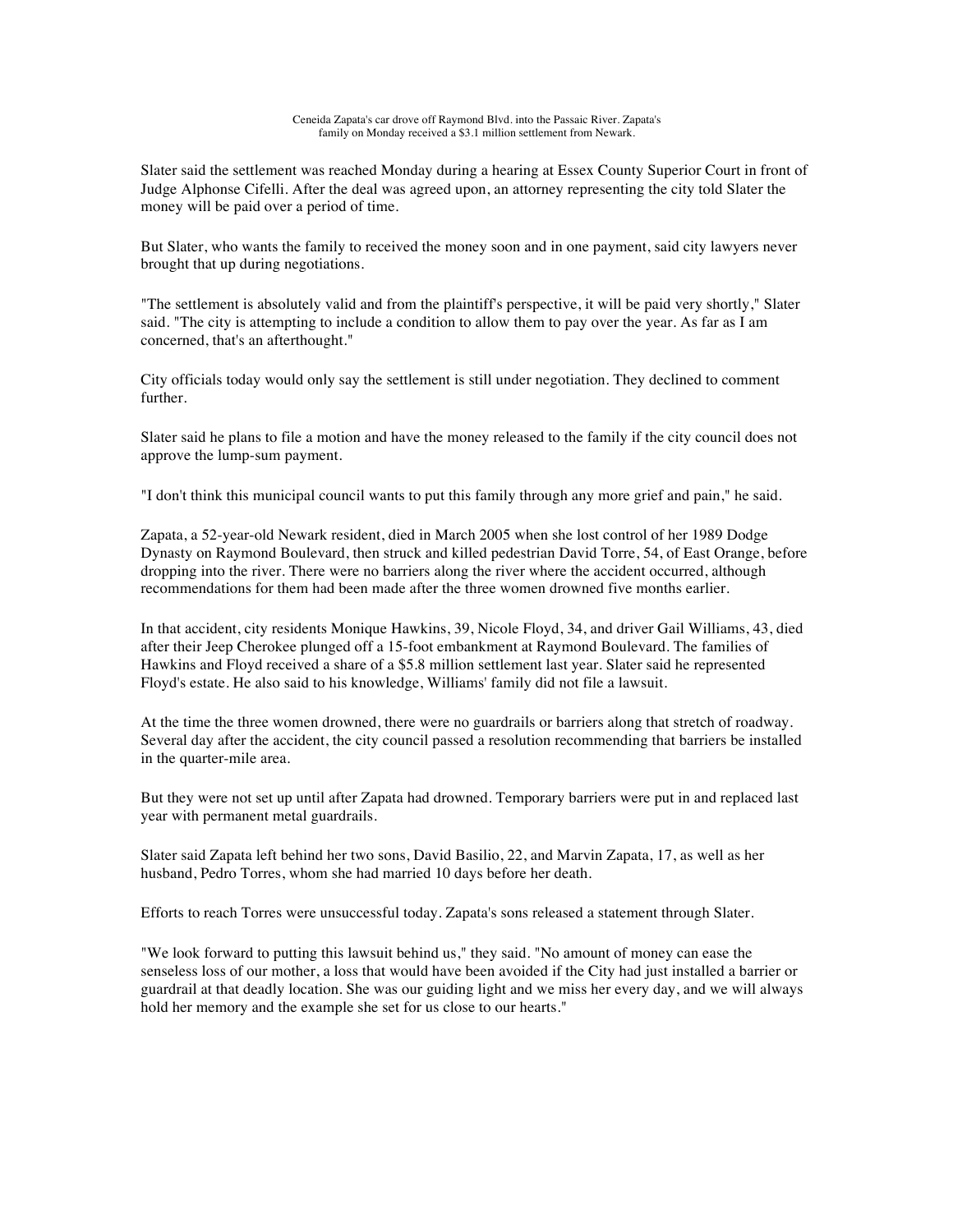Ceneida Zapata's car drove off Raymond Blvd. into the Passaic River. Zapata's family on Monday received a $3.1 million settlement from Newark.

Slater said the settlement was reached Monday during a hearing at Essex County Superior Court in front of Judge Alphonse Cifelli. After the deal was agreed upon, an attorney representing the city told Slater the money will be paid over a period of time.

But Slater, who wants the family to received the money soon and in one payment, said city lawyers never brought that up during negotiations.

"The settlement is absolutely valid and from the plaintiff's perspective, it will be paid very shortly," Slater said. "The city is attempting to include a condition to allow them to pay over the year. As far as I am concerned, that's an afterthought."

City officials today would only say the settlement is still under negotiation. They declined to comment further.

Slater said he plans to file a motion and have the money released to the family if the city council does not approve the lump-sum payment.

"I don't think this municipal council wants to put this family through any more grief and pain," he said.

Zapata, a 52-year-old Newark resident, died in March 2005 when she lost control of her 1989 Dodge Dynasty on Raymond Boulevard, then struck and killed pedestrian David Torre, 54, of East Orange, before dropping into the river. There were no barriers along the river where the accident occurred, although recommendations for them had been made after the three women drowned five months earlier.

In that accident, city residents Monique Hawkins, 39, Nicole Floyd, 34, and driver Gail Williams, 43, died after their Jeep Cherokee plunged off a 15-foot embankment at Raymond Boulevard. The families of Hawkins and Floyd received a share of a $5.8 million settlement last year. Slater said he represented Floyd's estate. He also said to his knowledge, Williams' family did not file a lawsuit.

At the time the three women drowned, there were no guardrails or barriers along that stretch of roadway. Several day after the accident, the city council passed a resolution recommending that barriers be installed in the quarter-mile area.

But they were not set up until after Zapata had drowned. Temporary barriers were put in and replaced last year with permanent metal guardrails.

Slater said Zapata left behind her two sons, David Basilio, 22, and Marvin Zapata, 17, as well as her husband, Pedro Torres, whom she had married 10 days before her death.

Efforts to reach Torres were unsuccessful today. Zapata's sons released a statement through Slater.

"We look forward to putting this lawsuit behind us," they said. "No amount of money can ease the senseless loss of our mother, a loss that would have been avoided if the City had just installed a barrier or guardrail at that deadly location. She was our guiding light and we miss her every day, and we will always hold her memory and the example she set for us close to our hearts."